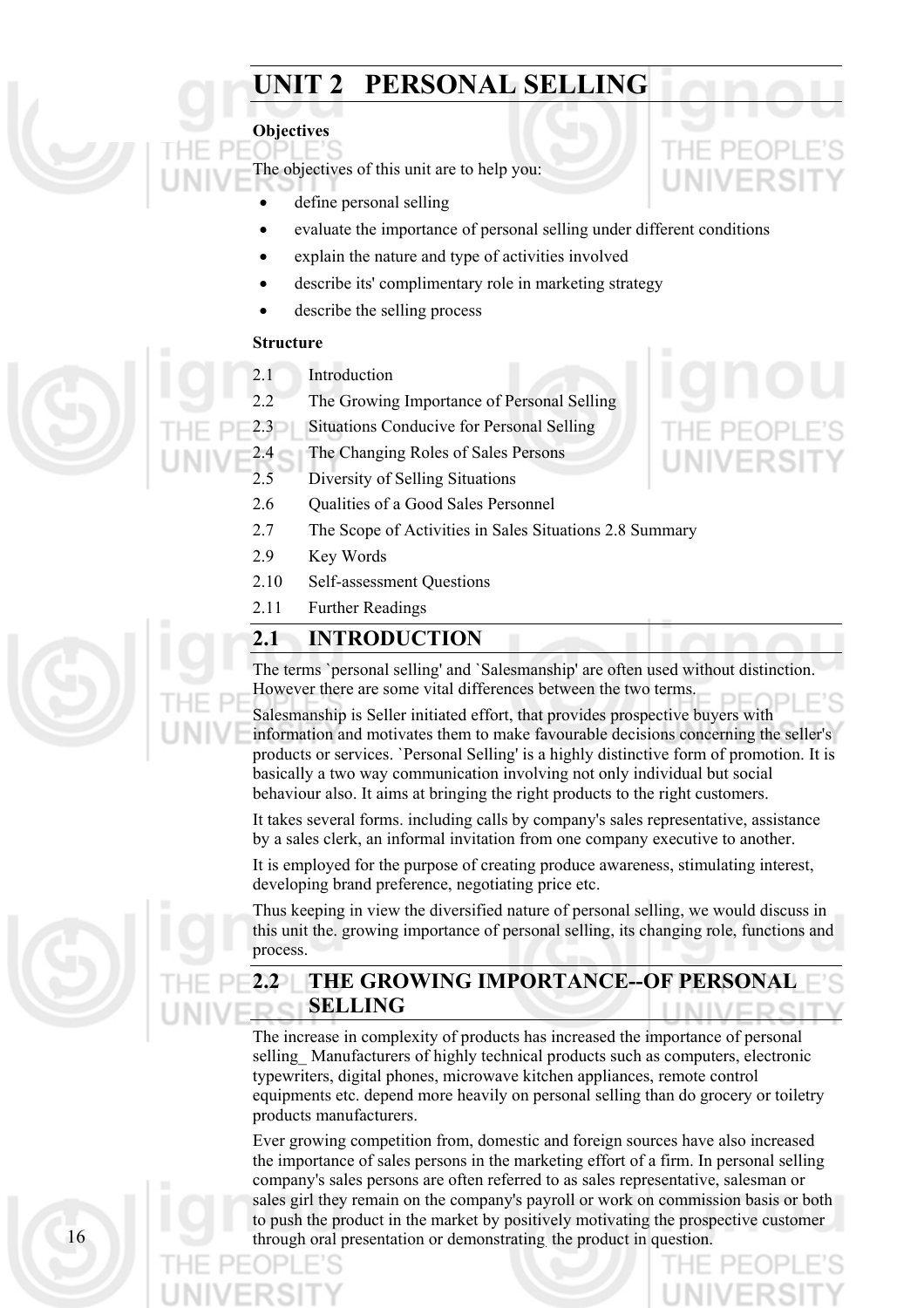# UNIT 2 PERSONAL SELLING

**Objectives**

The objectives of this unit are to help you:

- define personal selling
- evaluate the importance of personal selling under different conditions
- explain the nature and type of activities involved
- describe its' complimentary role in marketing strategy
- describe the selling process

**Structure**

2.1 Introduction

2.2 The Growing Importance of Personal Selling

2.3 Situations Conducive for Personal Selling

2.4 The Changing Roles of Sales Persons

2.5 Diversity of Selling Situations

2.6 Qualities of a Good Sales Personnel

2.7 The Scope of Activities in Sales Situations 2.8 Summary

2.9 Key Words

2.10 Self-assessment Questions

2.11 Further Readings

## 2.1 INTRODUCTION

The terms `personal selling' and `Salesmanship' are often used without distinction. However there are some vital differences between the two terms.

Salesmanship is Seller initiated effort, that provides prospective buyers with information and motivates them to make favourable decisions concerning the seller's products or services. `Personal Selling' is a highly distinctive form of promotion. It is basically a two way communication involving not only individual but social behaviour also. It aims at bringing the right products to the right customers.

It takes several forms. including calls by company's sales representative, assistance by a sales clerk, an informal invitation from one company executive to another.

It is employed for the purpose of creating produce awareness, stimulating interest, developing brand preference, negotiating price etc.

Thus keeping in view the diversified nature of personal selling, we would discuss in this unit the. growing importance of personal selling, its changing role, functions and process.

## 2.2 THE GROWING IMPORTANCE--OF PERSONAL SELLING

The increase in complexity of products has increased the importance of personal selling_ Manufacturers of highly technical products such as computers, electronic typewriters, digital phones, microwave kitchen appliances, remote control equipments etc. depend more heavily on personal selling than do grocery or toiletry products manufacturers.

Ever growing competition from, domestic and foreign sources have also increased the importance of sales persons in the marketing effort of a firm. In personal selling company's sales persons are often referred to as sales representative, salesman or sales girl they remain on the company's payroll or work on commission basis or both to push the product in the market by positively motivating the prospective customer through oral presentation or demonstrating the product in question.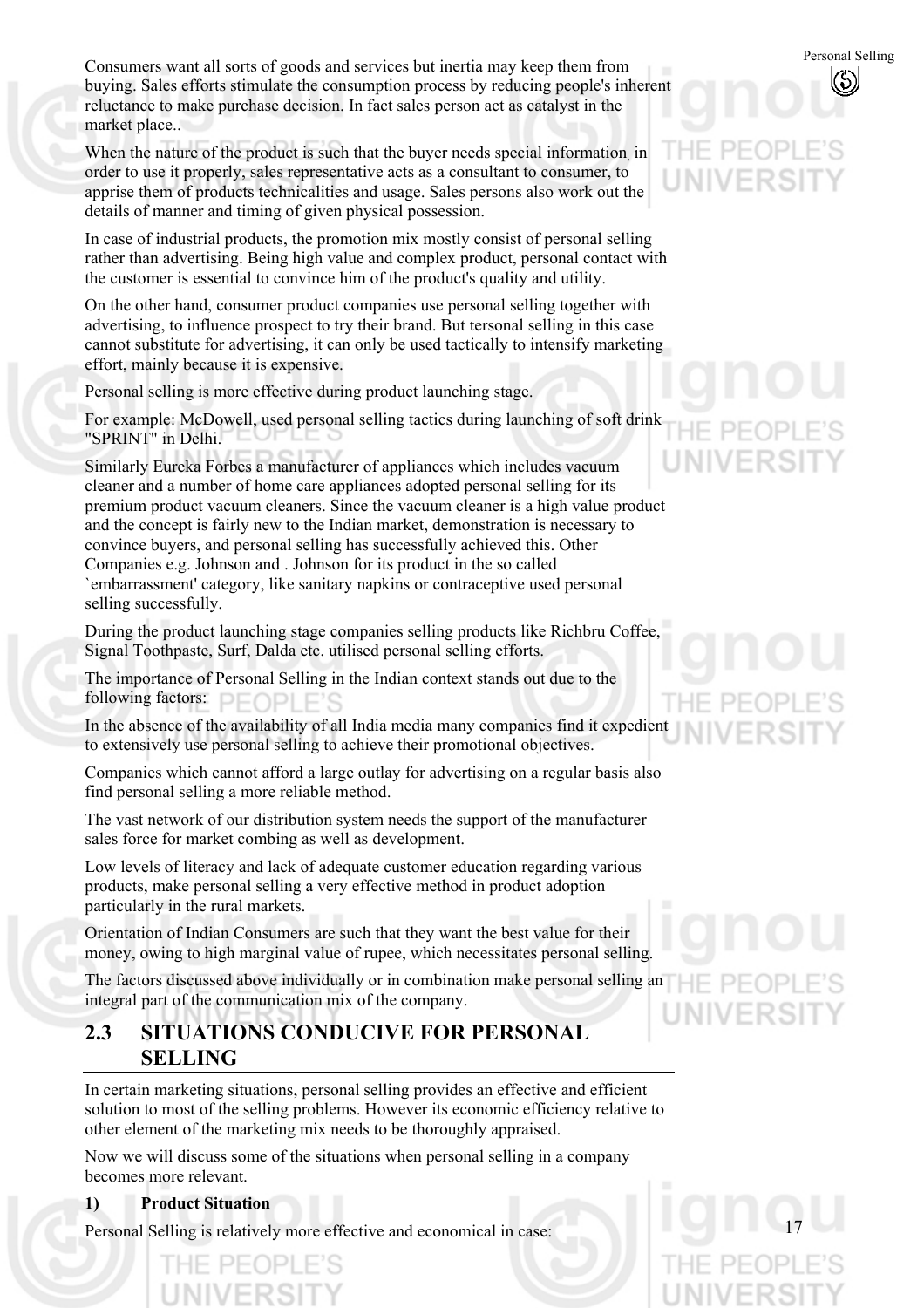Consumers want all sorts of goods and services but inertia may keep them from buying. Sales efforts stimulate the consumption process by reducing people's inherent reluctance to make purchase decision. In fact sales person act as catalyst in the market place..

When the nature of the product is such that the buyer needs special information, in order to use it properly, sales representative acts as a consultant to consumer, to apprise them of products technicalities and usage. Sales persons also work out the details of manner and timing of given physical possession.

In case of industrial products, the promotion mix mostly consist of personal selling rather than advertising. Being high value and complex product, personal contact with the customer is essential to convince him of the product's quality and utility.

On the other hand, consumer product companies use personal selling together with advertising, to influence prospect to try their brand. But tersonal selling in this case cannot substitute for advertising, it can only be used tactically to intensify marketing effort, mainly because it is expensive.

Personal selling is more effective during product launching stage.

For example: McDowell, used personal selling tactics during launching of soft drink "SPRINT" in Delhi.

Similarly Eureka Forbes a manufacturer of appliances which includes vacuum cleaner and a number of home care appliances adopted personal selling for its premium product vacuum cleaners. Since the vacuum cleaner is a high value product and the concept is fairly new to the Indian market, demonstration is necessary to convince buyers, and personal selling has successfully achieved this. Other Companies e.g. Johnson and . Johnson for its product in the so called `embarrassment' category, like sanitary napkins or contraceptive used personal selling successfully.

During the product launching stage companies selling products like Richbru Coffee, Signal Toothpaste, Surf, Dalda etc. utilised personal selling efforts.

The importance of Personal Selling in the Indian context stands out due to the following factors:

In the absence of the availability of all India media many companies find it expedient to extensively use personal selling to achieve their promotional objectives.

Companies which cannot afford a large outlay for advertising on a regular basis also find personal selling a more reliable method.

The vast network of our distribution system needs the support of the manufacturer sales force for market combing as well as development.

Low levels of literacy and lack of adequate customer education regarding various products, make personal selling a very effective method in product adoption particularly in the rural markets.

Orientation of Indian Consumers are such that they want the best value for their money, owing to high marginal value of rupee, which necessitates personal selling.

The factors discussed above individually or in combination make personal selling an integral part of the communication mix of the company.

## 2.3 SITUATIONS CONDUCIVE FOR PERSONAL SELLING

In certain marketing situations, personal selling provides an effective and efficient solution to most of the selling problems. However its economic efficiency relative to other element of the marketing mix needs to be thoroughly appraised.

Now we will discuss some of the situations when personal selling in a company becomes more relevant.

**1) Product Situation**

Personal Selling is relatively more effective and economical in case: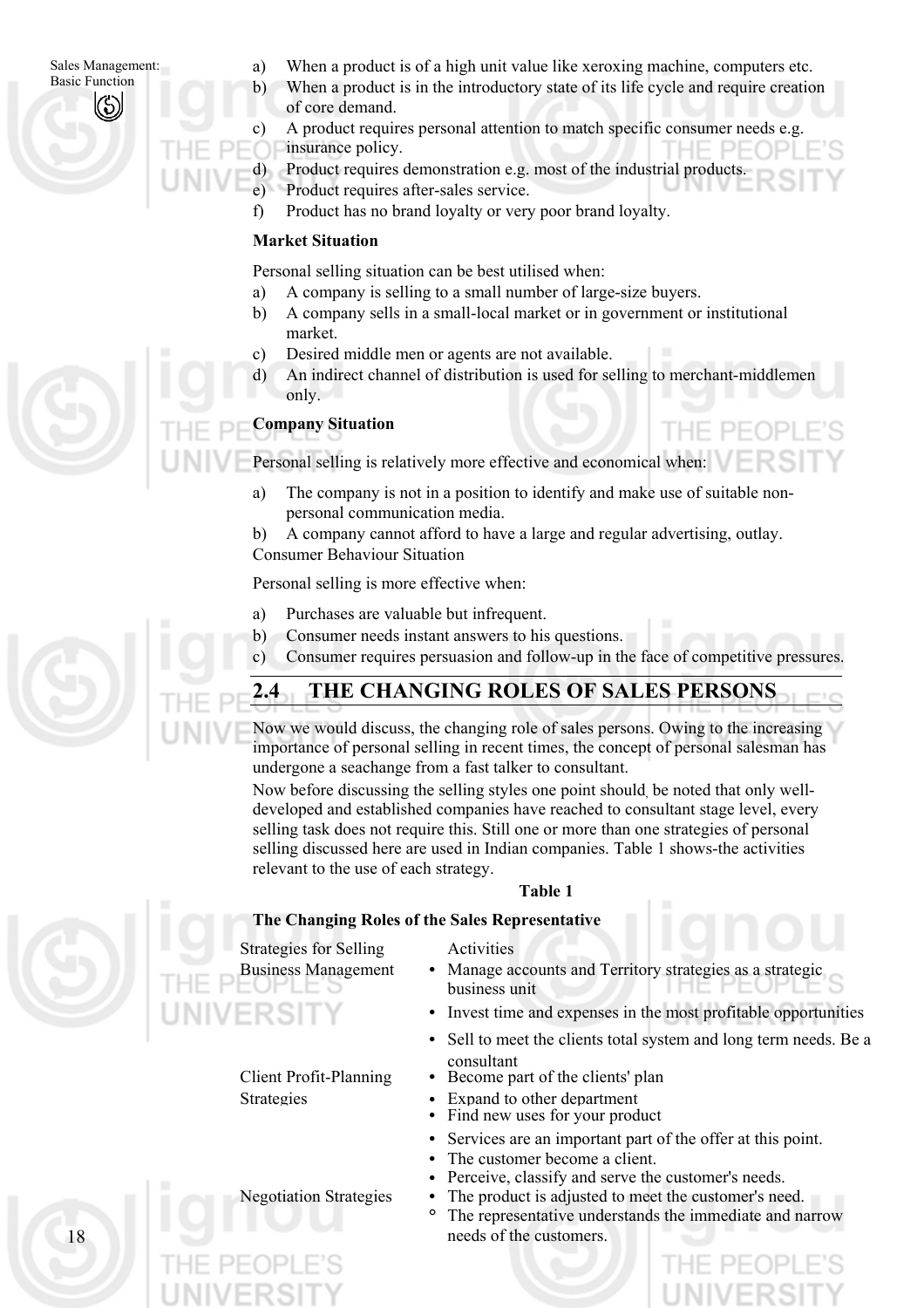a) When a product is of a high unit value like xeroxing machine, computers etc.
b) When a product is in the introductory state of its life cycle and require creation of core demand.
c) A product requires personal attention to match specific consumer needs e.g. insurance policy.
d) Product requires demonstration e.g. most of the industrial products.
e) Product requires after-sales service.
f) Product has no brand loyalty or very poor brand loyalty.

**Market Situation**

Personal selling situation can be best utilised when:

a) A company is selling to a small number of large-size buyers.
b) A company sells in a small-local market or in government or institutional market.
c) Desired middle men or agents are not available.
d) An indirect channel of distribution is used for selling to merchant-middlemen only.

**Company Situation**

Personal selling is relatively more effective and economical when:

a) The company is not in a position to identify and make use of suitable non-personal communication media.
b) A company cannot afford to have a large and regular advertising, outlay.

Consumer Behaviour Situation

Personal selling is more effective when:

a) Purchases are valuable but infrequent.
b) Consumer needs instant answers to his questions.
c) Consumer requires persuasion and follow-up in the face of competitive pressures.

## 2.4 THE CHANGING ROLES OF SALES PERSONS

Now we would discuss, the changing role of sales persons. Owing to the increasing importance of personal selling in recent times, the concept of personal salesman has undergone a seachange from a fast talker to consultant.

Now before discussing the selling styles one point should be noted that only well-developed and established companies have reached to consultant stage level, every selling task does not require this. Still one or more than one strategies of personal selling discussed here are used in Indian companies. Table 1 shows-the activities relevant to the use of each strategy.

**Table 1**

**The Changing Roles of the Sales Representative**

| Strategies for Selling | Activities |
|---|---|
| Business Management | • Manage accounts and Territory strategies as a strategic business unit<br>• Invest time and expenses in the most profitable opportunities<br>• Sell to meet the clients total system and long term needs. Be a consultant |
| Client Profit-Planning Strategies | • Become part of the clients' plan<br>• Expand to other department<br>• Find new uses for your product<br>• Services are an important part of the offer at this point.<br>• The customer become a client.<br>• Perceive, classify and serve the customer's needs. |
| Negotiation Strategies | • The product is adjusted to meet the customer's need.<br>° The representative understands the immediate and narrow needs of the customers. |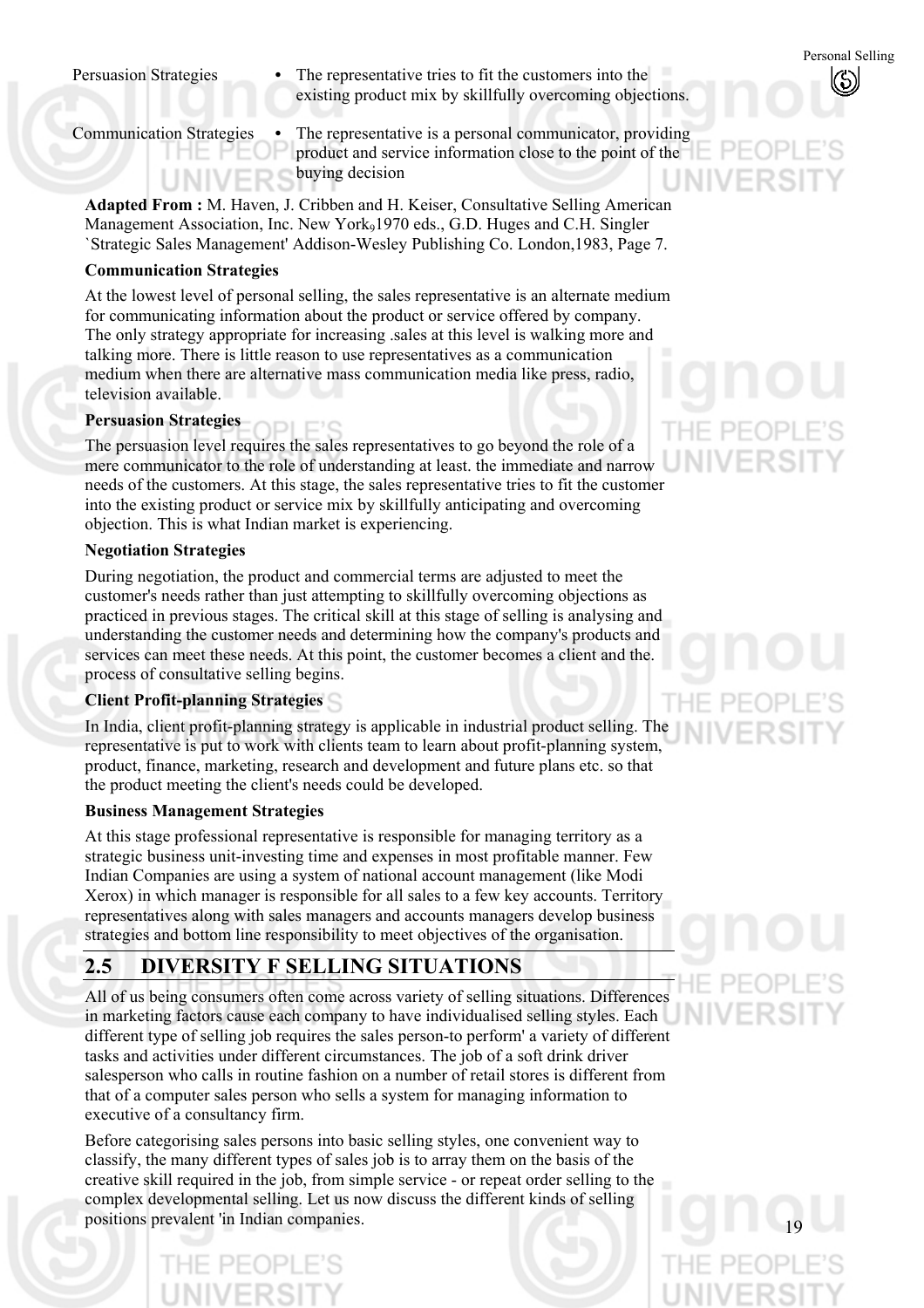| | |
|---|---|
| Persuasion Strategies | • The representative tries to fit the customers into the existing product mix by skillfully overcoming objections. |
| Communication Strategies | • The representative is a personal communicator, providing product and service information close to the point of the buying decision |

**Adapted From :** M. Haven, J. Cribben and H. Keiser, Consultative Selling American Management Association, Inc. New York$_9$1970 eds., G.D. Huges and C.H. Singler `Strategic Sales Management' Addison-Wesley Publishing Co. London,1983, Page 7.

**Communication Strategies**

At the lowest level of personal selling, the sales representative is an alternate medium for communicating information about the product or service offered by company. The only strategy appropriate for increasing .sales at this level is walking more and talking more. There is little reason to use representatives as a communication medium when there are alternative mass communication media like press, radio, television available.

**Persuasion Strategies**

The persuasion level requires the sales representatives to go beyond the role of a mere communicator to the role of understanding at least. the immediate and narrow needs of the customers. At this stage, the sales representative tries to fit the customer into the existing product or service mix by skillfully anticipating and overcoming objection. This is what Indian market is experiencing.

**Negotiation Strategies**

During negotiation, the product and commercial terms are adjusted to meet the customer's needs rather than just attempting to skillfully overcoming objections as practiced in previous stages. The critical skill at this stage of selling is analysing and understanding the customer needs and determining how the company's products and services can meet these needs. At this point, the customer becomes a client and the. process of consultative selling begins.

**Client Profit-planning Strategies**

In India, client profit-planning strategy is applicable in industrial product selling. The representative is put to work with clients team to learn about profit-planning system, product, finance, marketing, research and development and future plans etc. so that the product meeting the client's needs could be developed.

**Business Management Strategies**

At this stage professional representative is responsible for managing territory as a strategic business unit-investing time and expenses in most profitable manner. Few Indian Companies are using a system of national account management (like Modi Xerox) in which manager is responsible for all sales to a few key accounts. Territory representatives along with sales managers and accounts managers develop business strategies and bottom line responsibility to meet objectives of the organisation.

## 2.5 DIVERSITY F SELLING SITUATIONS

All of us being consumers often come across variety of selling situations. Differences in marketing factors cause each company to have individualised selling styles. Each different type of selling job requires the sales person-to perform' a variety of different tasks and activities under different circumstances. The job of a soft drink driver salesperson who calls in routine fashion on a number of retail stores is different from that of a computer sales person who sells a system for managing information to executive of a consultancy firm.

Before categorising sales persons into basic selling styles, one convenient way to classify, the many different types of sales job is to array them on the basis of the creative skill required in the job, from simple service - or repeat order selling to the complex developmental selling. Let us now discuss the different kinds of selling positions prevalent 'in Indian companies.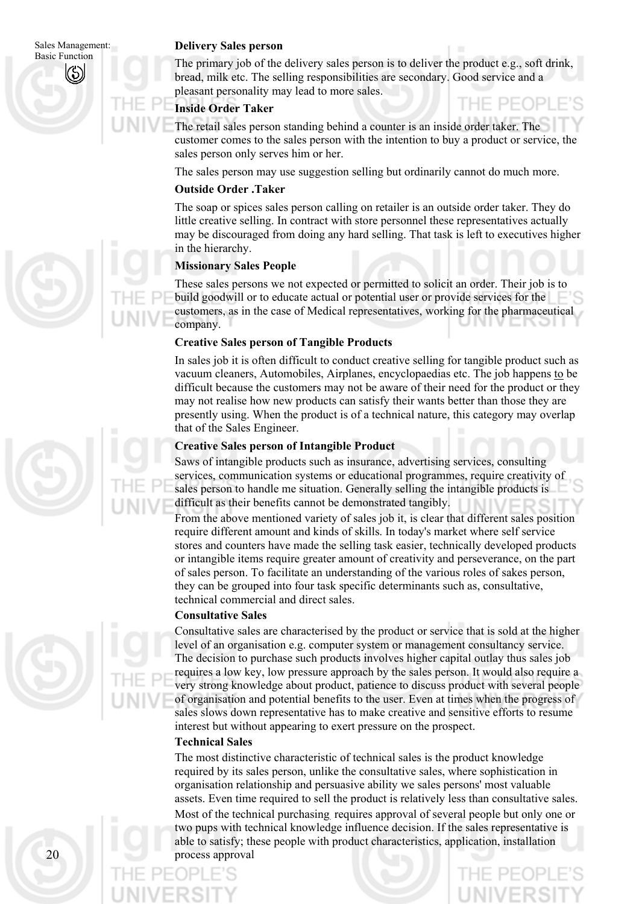**Delivery Sales person**

The primary job of the delivery sales person is to deliver the product e.g., soft drink, bread, milk etc. The selling responsibilities are secondary. Good service and a pleasant personality may lead to more sales.

**Inside Order Taker**

The retail sales person standing behind a counter is an inside order taker. The customer comes to the sales person with the intention to buy a product or service, the sales person only serves him or her.

The sales person may use suggestion selling but ordinarily cannot do much more.

**Outside Order .Taker**

The soap or spices sales person calling on retailer is an outside order taker. They do little creative selling. In contract with store personnel these representatives actually may be discouraged from doing any hard selling. That task is left to executives higher in the hierarchy.

**Missionary Sales People**

These sales persons we not expected or permitted to solicit an order. Their job is to build goodwill or to educate actual or potential user or provide services for the customers, as in the case of Medical representatives, working for the pharmaceutical company.

**Creative Sales person of Tangible Products**

In sales job it is often difficult to conduct creative selling for tangible product such as vacuum cleaners, Automobiles, Airplanes, encyclopaedias etc. The job happens to be difficult because the customers may not be aware of their need for the product or they may not realise how new products can satisfy their wants better than those they are presently using. When the product is of a technical nature, this category may overlap that of the Sales Engineer.

**Creative Sales person of Intangible Product**

Saws of intangible products such as insurance, advertising services, consulting services, communication systems or educational programmes, require creativity of sales person to handle me situation. Generally selling the intangible products is difficult as their benefits cannot be demonstrated tangibly.

From the above mentioned variety of sales job it, is clear that different sales position require different amount and kinds of skills. In today's market where self service stores and counters have made the selling task easier, technically developed products or intangible items require greater amount of creativity and perseverance, on the part of sales person. To facilitate an understanding of the various roles of sakes person, they can be grouped into four task specific determinants such as, consultative, technical commercial and direct sales.

**Consultative Sales**

Consultative sales are characterised by the product or service that is sold at the higher level of an organisation e.g. computer system or management consultancy service. The decision to purchase such products involves higher capital outlay thus sales job requires a low key, low pressure approach by the sales person. It would also require a very strong knowledge about product, patience to discuss product with several people of organisation and potential benefits to the user. Even at times when the progress of sales slows down representative has to make creative and sensitive efforts to resume interest but without appearing to exert pressure on the prospect.

**Technical Sales**

The most distinctive characteristic of technical sales is the product knowledge required by its sales person, unlike the consultative sales, where sophistication in organisation relationship and persuasive ability we sales persons' most valuable assets. Even time required to sell the product is relatively less than consultative sales.

Most of the technical purchasing requires approval of several people but only one or two pups with technical knowledge influence decision. If the sales representative is able to satisfy; these people with product characteristics, application, installation process approval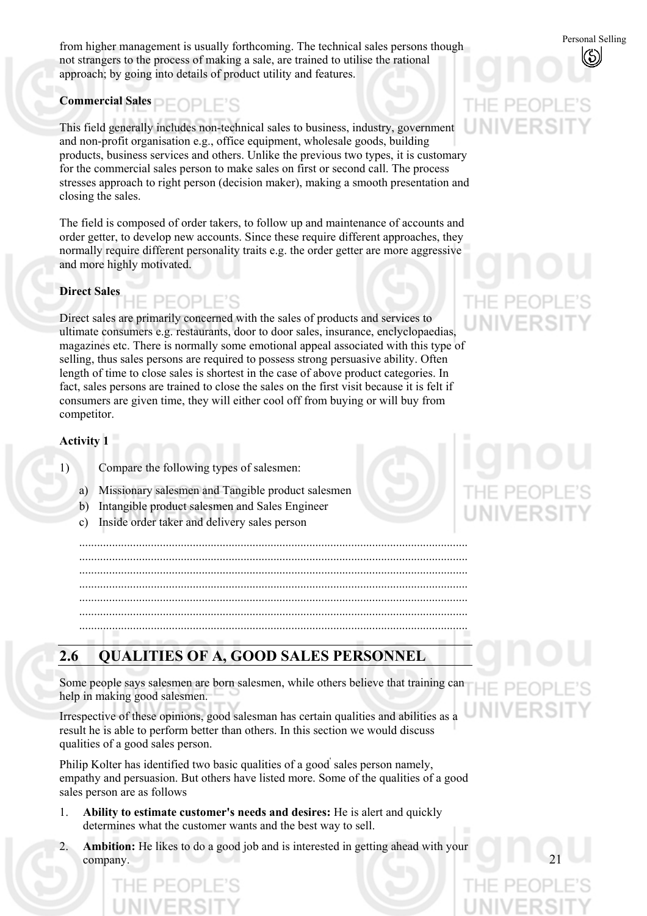from higher management is usually forthcoming. The technical sales persons though not strangers to the process of making a sale, are trained to utilise the rational approach; by going into details of product utility and features.

**Commercial Sales**

This field generally includes non-technical sales to business, industry, government and non-profit organisation e.g., office equipment, wholesale goods, building products, business services and others. Unlike the previous two types, it is customary for the commercial sales person to make sales on first or second call. The process stresses approach to right person (decision maker), making a smooth presentation and closing the sales.

The field is composed of order takers, to follow up and maintenance of accounts and order getter, to develop new accounts. Since these require different approaches, they normally require different personality traits e.g. the order getter are more aggressive and more highly motivated.

**Direct Sales**

Direct sales are primarily concerned with the sales of products and services to ultimate consumers e.g. restaurants, door to door sales, insurance, enclyclopaedias, magazines etc. There is normally some emotional appeal associated with this type of selling, thus sales persons are required to possess strong persuasive ability. Often length of time to close sales is shortest in the case of above product categories. In fact, sales persons are trained to close the sales on the first visit because it is felt if consumers are given time, they will either cool off from buying or will buy from competitor.

**Activity 1**

1) Compare the following types of salesmen:

   a) Missionary salesmen and Tangible product salesmen
   b) Intangible product salesmen and Sales Engineer
   c) Inside order taker and delivery sales person

   ..............................................................................................................................
   ..............................................................................................................................
   ..............................................................................................................................
   ..............................................................................................................................
   ..............................................................................................................................
   ..............................................................................................................................
   ..............................................................................................................................

## 2.6 QUALITIES OF A, GOOD SALES PERSONNEL

Some people says salesmen are born salesmen, while others believe that training can help in making good salesmen.

Irrespective of these opinions, good salesman has certain qualities and abilities as a result he is able to perform better than others. In this section we would discuss qualities of a good sales person.

Philip Kolter has identified two basic qualities of a good sales person namely, empathy and persuasion. But others have listed more. Some of the qualities of a good sales person are as follows

1. **Ability to estimate customer's needs and desires:** He is alert and quickly determines what the customer wants and the best way to sell.

2. **Ambition:** He likes to do a good job and is interested in getting ahead with your company.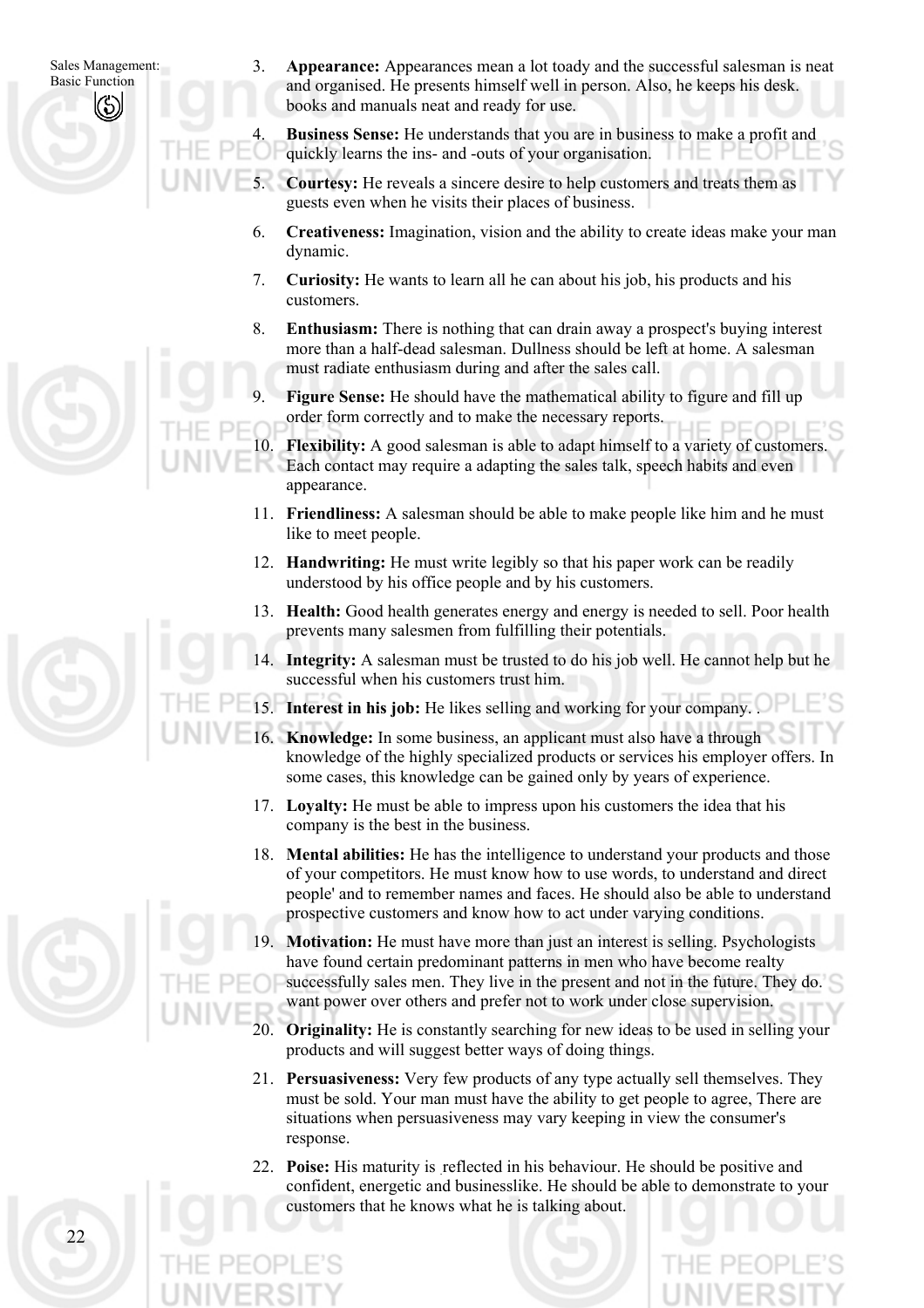3. **Appearance:** Appearances mean a lot toady and the successful salesman is neat and organised. He presents himself well in person. Also, he keeps his desk. books and manuals neat and ready for use.

4. **Business Sense:** He understands that you are in business to make a profit and quickly learns the ins- and -outs of your organisation.

5. **Courtesy:** He reveals a sincere desire to help customers and treats them as guests even when he visits their places of business.

6. **Creativeness:** Imagination, vision and the ability to create ideas make your man dynamic.

7. **Curiosity:** He wants to learn all he can about his job, his products and his customers.

8. **Enthusiasm:** There is nothing that can drain away a prospect's buying interest more than a half-dead salesman. Dullness should be left at home. A salesman must radiate enthusiasm during and after the sales call.

9. **Figure Sense:** He should have the mathematical ability to figure and fill up order form correctly and to make the necessary reports.

10. **Flexibility:** A good salesman is able to adapt himself to a variety of customers. Each contact may require a adapting the sales talk, speech habits and even appearance.

11. **Friendliness:** A salesman should be able to make people like him and he must like to meet people.

12. **Handwriting:** He must write legibly so that his paper work can be readily understood by his office people and by his customers.

13. **Health:** Good health generates energy and energy is needed to sell. Poor health prevents many salesmen from fulfilling their potentials.

14. **Integrity:** A salesman must be trusted to do his job well. He cannot help but he successful when his customers trust him.

15. **Interest in his job:** He likes selling and working for your company. .

16. **Knowledge:** In some business, an applicant must also have a through knowledge of the highly specialized products or services his employer offers. In some cases, this knowledge can be gained only by years of experience.

17. **Loyalty:** He must be able to impress upon his customers the idea that his company is the best in the business.

18. **Mental abilities:** He has the intelligence to understand your products and those of your competitors. He must know how to use words, to understand and direct people' and to remember names and faces. He should also be able to understand prospective customers and know how to act under varying conditions.

19. **Motivation:** He must have more than just an interest is selling. Psychologists have found certain predominant patterns in men who have become realty successfully sales men. They live in the present and not in the future. They do. want power over others and prefer not to work under close supervision.

20. **Originality:** He is constantly searching for new ideas to be used in selling your products and will suggest better ways of doing things.

21. **Persuasiveness:** Very few products of any type actually sell themselves. They must be sold. Your man must have the ability to get people to agree, There are situations when persuasiveness may vary keeping in view the consumer's response.

22. **Poise:** His maturity is reflected in his behaviour. He should be positive and confident, energetic and businesslike. He should be able to demonstrate to your customers that he knows what he is talking about.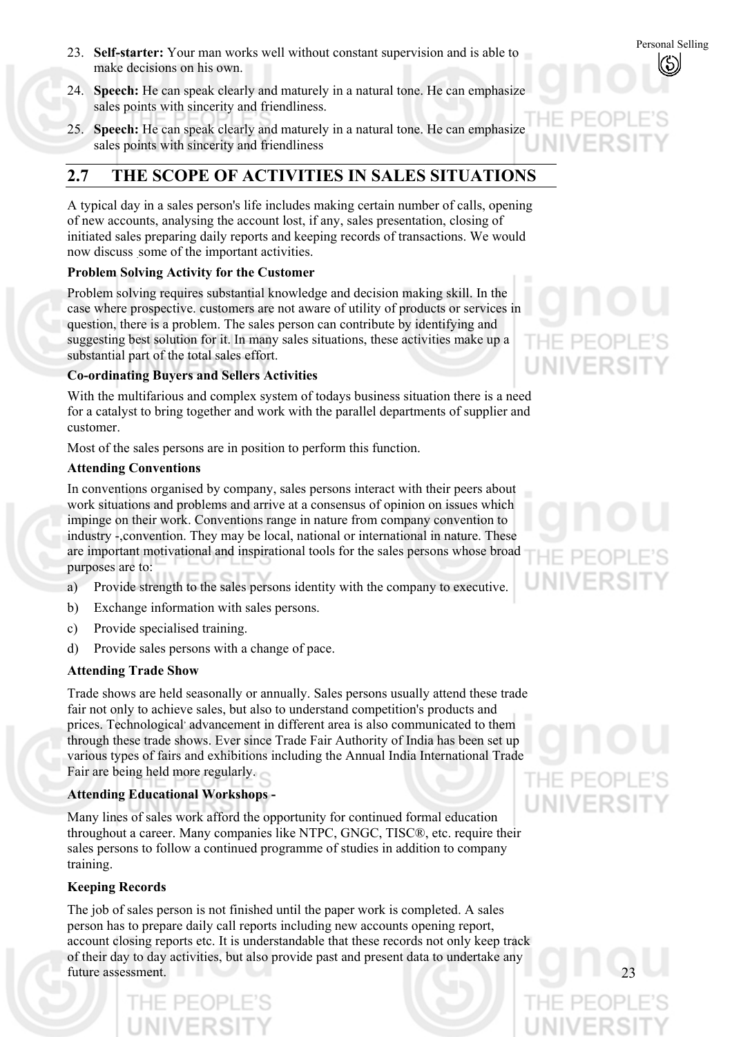23. **Self-starter:** Your man works well without constant supervision and is able to make decisions on his own.

24. **Speech:** He can speak clearly and maturely in a natural tone. He can emphasize sales points with sincerity and friendliness.

25. **Speech:** He can speak clearly and maturely in a natural tone. He can emphasize sales points with sincerity and friendliness

## 2.7 THE SCOPE OF ACTIVITIES IN SALES SITUATIONS

A typical day in a sales person's life includes making certain number of calls, opening of new accounts, analysing the account lost, if any, sales presentation, closing of initiated sales preparing daily reports and keeping records of transactions. We would now discuss some of the important activities.

**Problem Solving Activity for the Customer**

Problem solving requires substantial knowledge and decision making skill. In the case where prospective. customers are not aware of utility of products or services in question, there is a problem. The sales person can contribute by identifying and suggesting best solution for it. In many sales situations, these activities make up a substantial part of the total sales effort.

**Co-ordinating Buyers and Sellers Activities**

With the multifarious and complex system of todays business situation there is a need for a catalyst to bring together and work with the parallel departments of supplier and customer.

Most of the sales persons are in position to perform this function.

**Attending Conventions**

In conventions organised by company, sales persons interact with their peers about work situations and problems and arrive at a consensus of opinion on issues which impinge on their work. Conventions range in nature from company convention to industry -,convention. They may be local, national or international in nature. These are important motivational and inspirational tools for the sales persons whose broad purposes are to:

a) Provide strength to the sales persons identity with the company to executive.

b) Exchange information with sales persons.

c) Provide specialised training.

d) Provide sales persons with a change of pace.

**Attending Trade Show**

Trade shows are held seasonally or annually. Sales persons usually attend these trade fair not only to achieve sales, but also to understand competition's products and prices. Technological advancement in different area is also communicated to them through these trade shows. Ever since Trade Fair Authority of India has been set up various types of fairs and exhibitions including the Annual India International Trade Fair are being held more regularly.

**Attending Educational Workshops -**

Many lines of sales work afford the opportunity for continued formal education throughout a career. Many companies like NTPC, GNGC, TISC®, etc. require their sales persons to follow a continued programme of studies in addition to company training.

**Keeping Records**

The job of sales person is not finished until the paper work is completed. A sales person has to prepare daily call reports including new accounts opening report, account closing reports etc. It is understandable that these records not only keep track of their day to day activities, but also provide past and present data to undertake any future assessment.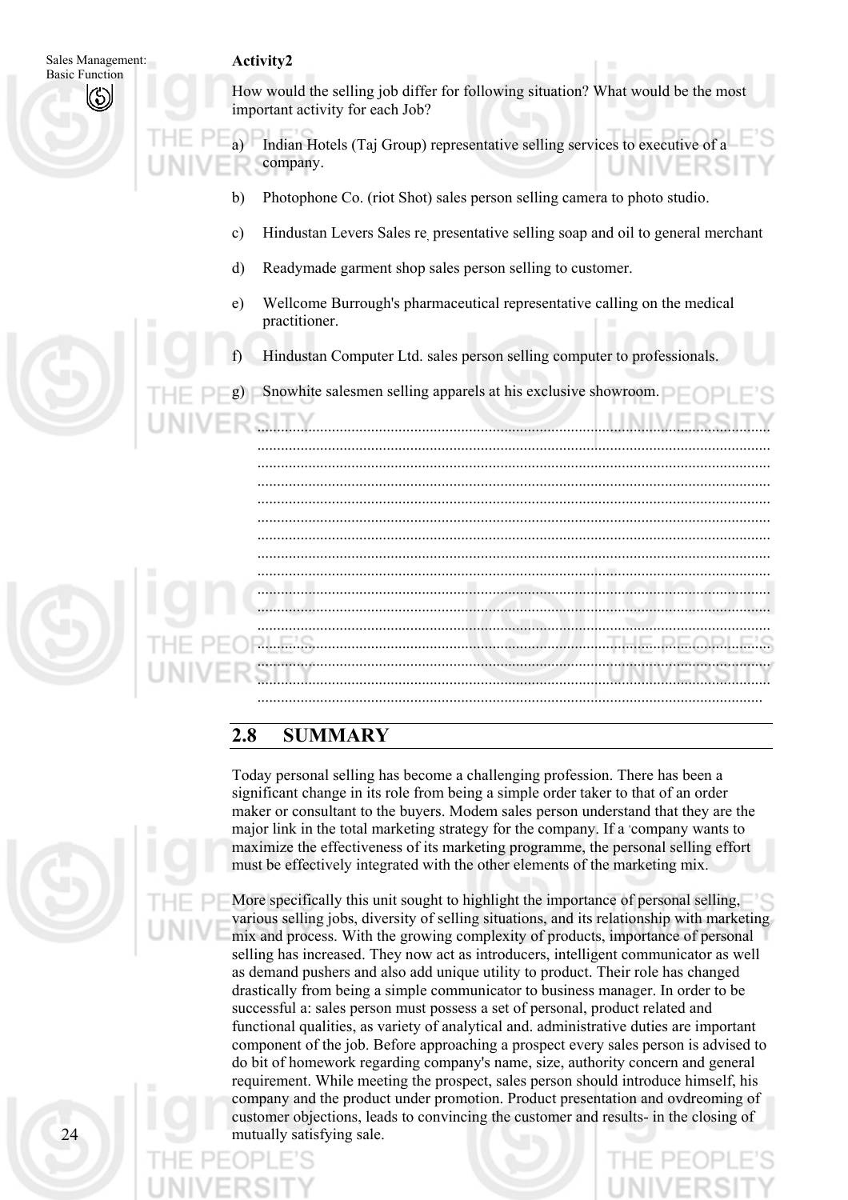**Activity2**

How would the selling job differ for following situation? What would be the most important activity for each Job?

a) Indian Hotels (Taj Group) representative selling services to executive of a company.

b) Photophone Co. (riot Shot) sales person selling camera to photo studio.

c) Hindustan Levers Sales re, presentative selling soap and oil to general merchant

d) Readymade garment shop sales person selling to customer.

e) Wellcome Burrough's pharmaceutical representative calling on the medical practitioner.

f) Hindustan Computer Ltd. sales person selling computer to professionals.

g) Snowhite salesmen selling apparels at his exclusive showroom.

......................................................................................................................
......................................................................................................................
......................................................................................................................
......................................................................................................................
......................................................................................................................
......................................................................................................................
......................................................................................................................
......................................................................................................................
......................................................................................................................
......................................................................................................................
......................................................................................................................
......................................................................................................................
......................................................................................................................
......................................................................................................................
......................................................................................................................
......................................................................................................................

## 2.8 SUMMARY

Today personal selling has become a challenging profession. There has been a significant change in its role from being a simple order taker to that of an order maker or consultant to the buyers. Modem sales person understand that they are the major link in the total marketing strategy for the company. If a company wants to maximize the effectiveness of its marketing programme, the personal selling effort must be effectively integrated with the other elements of the marketing mix.

More specifically this unit sought to highlight the importance of personal selling, various selling jobs, diversity of selling situations, and its relationship with marketing mix and process. With the growing complexity of products, importance of personal selling has increased. They now act as introducers, intelligent communicator as well as demand pushers and also add unique utility to product. Their role has changed drastically from being a simple communicator to business manager. In order to be successful a: sales person must possess a set of personal, product related and functional qualities, as variety of analytical and. administrative duties are important component of the job. Before approaching a prospect every sales person is advised to do bit of homework regarding company's name, size, authority concern and general requirement. While meeting the prospect, sales person should introduce himself, his company and the product under promotion. Product presentation and ovdreoming of customer objections, leads to convincing the customer and results- in the closing of mutually satisfying sale.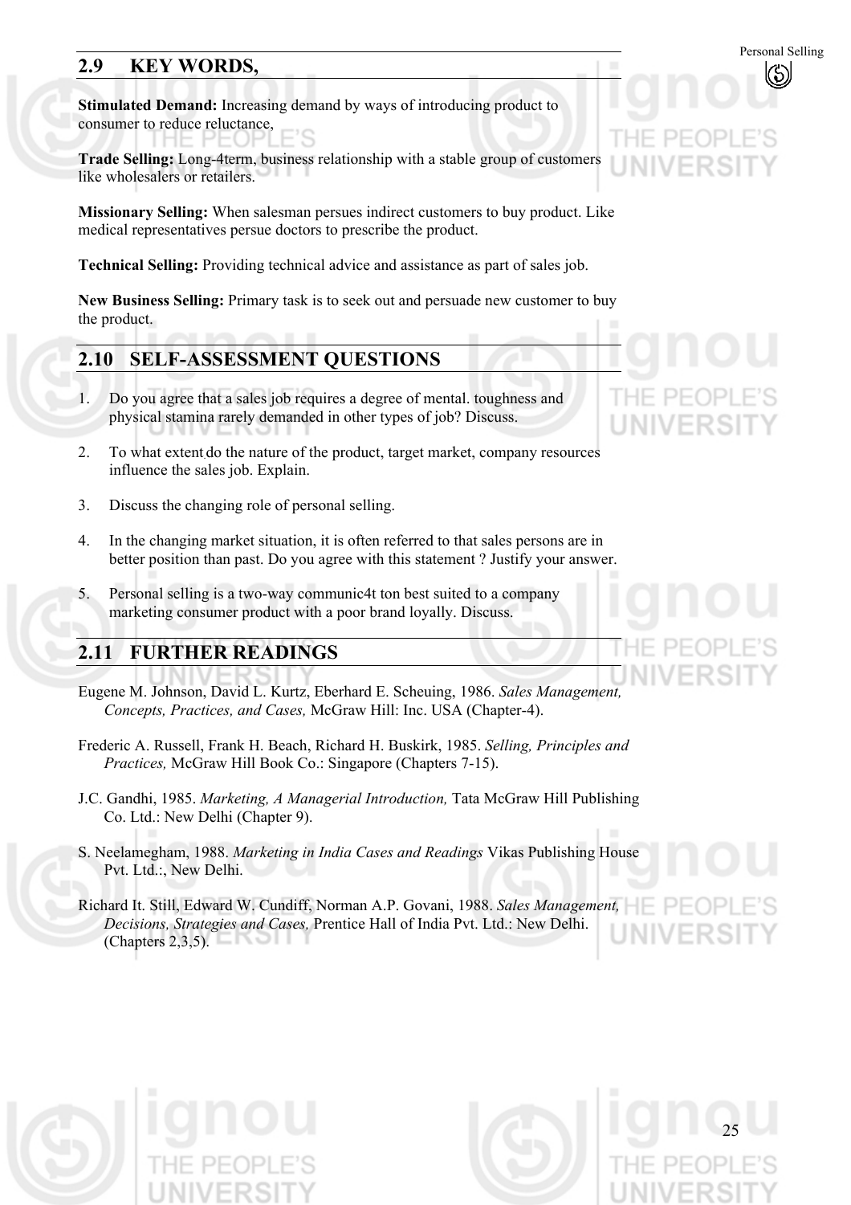## 2.9 KEY WORDS,

**Stimulated Demand:** Increasing demand by ways of introducing product to consumer to reduce reluctance,

**Trade Selling:** Long-4term, business relationship with a stable group of customers like wholesalers or retailers.

**Missionary Selling:** When salesman persues indirect customers to buy product. Like medical representatives persue doctors to prescribe the product.

**Technical Selling:** Providing technical advice and assistance as part of sales job.

**New Business Selling:** Primary task is to seek out and persuade new customer to buy the product.

## 2.10 SELF-ASSESSMENT QUESTIONS

1. Do you agree that a sales job requires a degree of mental. toughness and physical stamina rarely demanded in other types of job? Discuss.

2. To what extent do the nature of the product, target market, company resources influence the sales job. Explain.

3. Discuss the changing role of personal selling.

4. In the changing market situation, it is often referred to that sales persons are in better position than past. Do you agree with this statement ? Justify your answer.

5. Personal selling is a two-way communic4t ton best suited to a company marketing consumer product with a poor brand loyally. Discuss.

## 2.11 FURTHER READINGS

Eugene M. Johnson, David L. Kurtz, Eberhard E. Scheuing, 1986. *Sales Management, Concepts, Practices, and Cases,* McGraw Hill: Inc. USA (Chapter-4).

Frederic A. Russell, Frank H. Beach, Richard H. Buskirk, 1985. *Selling, Principles and Practices,* McGraw Hill Book Co.: Singapore (Chapters 7-15).

J.C. Gandhi, 1985. *Marketing, A Managerial Introduction,* Tata McGraw Hill Publishing Co. Ltd.: New Delhi (Chapter 9).

S. Neelamegham, 1988. *Marketing in India Cases and Readings* Vikas Publishing House Pvt. Ltd.:, New Delhi.

Richard It. Still, Edward W. Cundiff, Norman A.P. Govani, 1988. *Sales Management, Decisions, Strategies and Cases,* Prentice Hall of India Pvt. Ltd.: New Delhi. (Chapters 2,3,5).